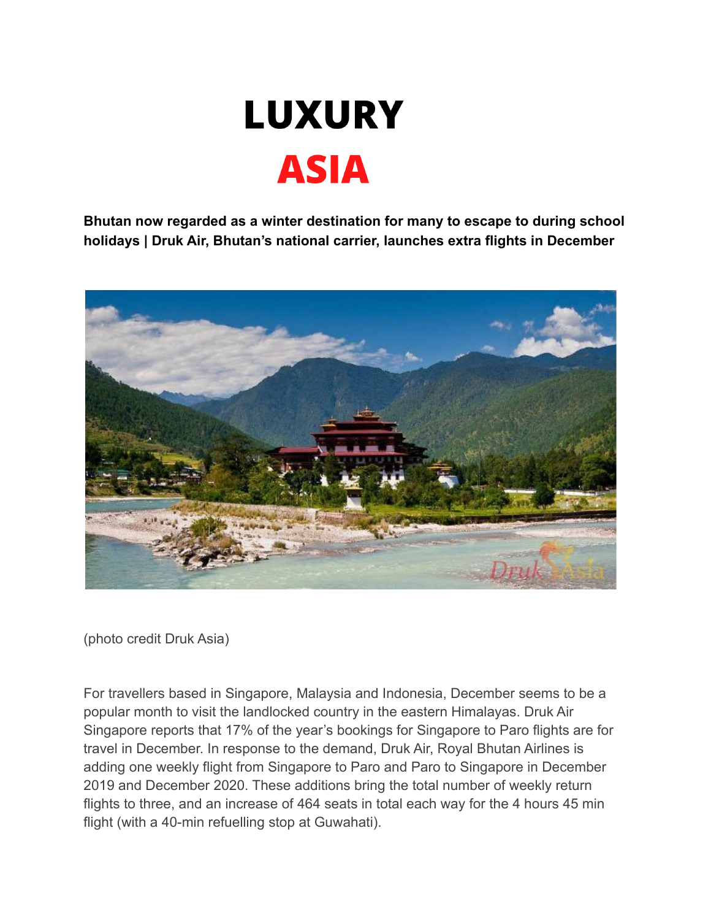# LUXURY ASIA

**Bhutan now regarded as a winter destination for many to escape to during school holidays | Druk Air, Bhutan's national carrier, launches extra flights in December**

(photo credit Druk Asia)

For travellers based in Singapore, Malaysia and Indonesia, December seems to be a popular month to visit the landlocked country in the eastern Himalayas. Druk Air Singapore reports that 17% of the year's bookings for Singapore to Paro flights are for travel in December. In response to the demand, Druk Air, Royal Bhutan Airlines is adding one weekly flight from Singapore to Paro and Paro to Singapore in December 2019 and December 2020. These additions bring the total number of weekly return flights to three, and an increase of 464 seats in total each way for the 4 hours 45 min flight (with a 40-min refuelling stop at Guwahati).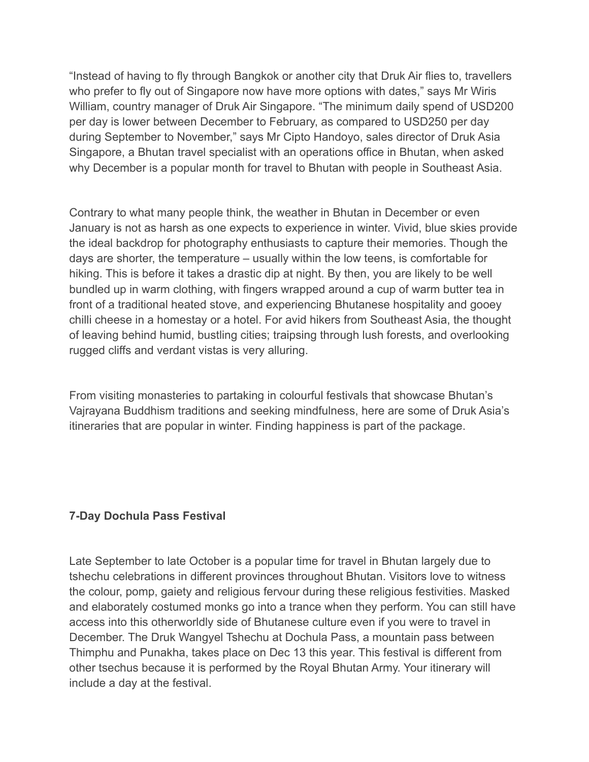"Instead of having to fly through Bangkok or another city that Druk Air flies to, travellers who prefer to fly out of Singapore now have more options with dates," says Mr Wiris William, country manager of Druk Air Singapore. "The minimum daily spend of USD200 per day is lower between December to February, as compared to USD250 per day during September to November," says Mr Cipto Handoyo, sales director of Druk Asia Singapore, a Bhutan travel specialist with an operations office in Bhutan, when asked why December is a popular month for travel to Bhutan with people in Southeast Asia.

Contrary to what many people think, the weather in Bhutan in December or even January is not as harsh as one expects to experience in winter. Vivid, blue skies provide the ideal backdrop for photography enthusiasts to capture their memories. Though the days are shorter, the temperature – usually within the low teens, is comfortable for hiking. This is before it takes a drastic dip at night. By then, you are likely to be well bundled up in warm clothing, with fingers wrapped around a cup of warm butter tea in front of a traditional heated stove, and experiencing Bhutanese hospitality and gooey chilli cheese in a homestay or a hotel. For avid hikers from Southeast Asia, the thought of leaving behind humid, bustling cities; traipsing through lush forests, and overlooking rugged cliffs and verdant vistas is very alluring.

From visiting monasteries to partaking in colourful festivals that showcase Bhutan's Vajrayana Buddhism traditions and seeking mindfulness, here are some of Druk Asia's itineraries that are popular in winter. Finding happiness is part of the package.

**7-Day Dochula Pass Festival**

Late September to late October is a popular time for travel in Bhutan largely due to tshechu celebrations in different provinces throughout Bhutan. Visitors love to witness the colour, pomp, gaiety and religious fervour during these religious festivities. Masked and elaborately costumed monks go into a trance when they perform. You can still have access into this otherworldly side of Bhutanese culture even if you were to travel in December. The Druk Wangyel Tshechu at Dochula Pass, a mountain pass between Thimphu and Punakha, takes place on Dec 13 this year. This festival is different from other tsechus because it is performed by the Royal Bhutan Army. Your itinerary will include a day at the festival.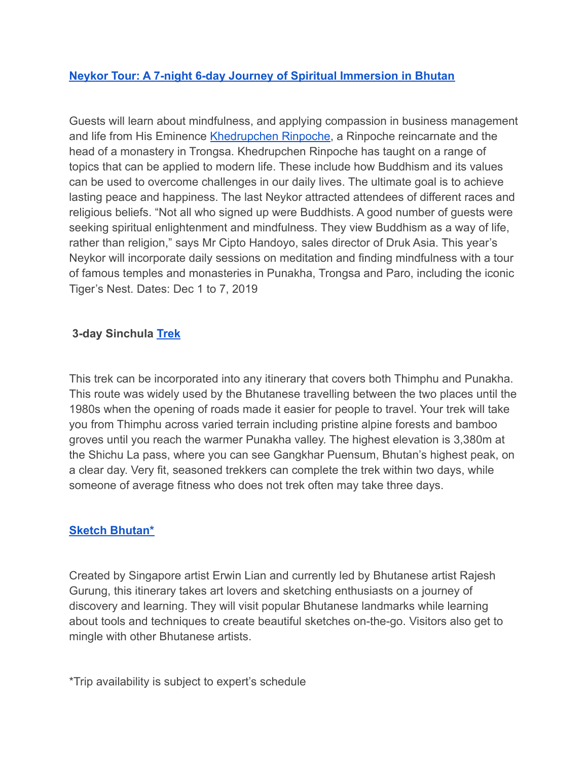### **Neykor Tour: A 7-night 6-day Journey of Spiritual Immersion in Bhutan**

Guests will learn about mindfulness, and applying compassion in business management and life from His Eminence Khedrupchen Rinpoche, a Rinpoche reincarnate and the head of a monastery in Trongsa. Khedrupchen Rinpoche has taught on a range of topics that can be applied to modern life. These include how Buddhism and its values can be used to overcome challenges in our daily lives. The ultimate goal is to achieve lasting peace and happiness. The last Neykor attracted attendees of different races and religious beliefs. "Not all who signed up were Buddhists. A good number of guests were seeking spiritual enlightenment and mindfulness. They view Buddhism as a way of life, rather than religion," says Mr Cipto Handoyo, sales director of Druk Asia. This year's Neykor will incorporate daily sessions on meditation and finding mindfulness with a tour of famous temples and monasteries in Punakha, Trongsa and Paro, including the iconic Tiger's Nest. Dates: Dec 1 to 7, 2019

### **3-day Sinchula Trek**

This trek can be incorporated into any itinerary that covers both Thimphu and Punakha. This route was widely used by the Bhutanese travelling between the two places until the 1980s when the opening of roads made it easier for people to travel. Your trek will take you from Thimphu across varied terrain including pristine alpine forests and bamboo groves until you reach the warmer Punakha valley. The highest elevation is 3,380m at the Shichu La pass, where you can see Gangkhar Puensum, Bhutan's highest peak, on a clear day. Very fit, seasoned trekkers can complete the trek within two days, while someone of average fitness who does not trek often may take three days.

### **Sketch Bhutan***

Created by Singapore artist Erwin Lian and currently led by Bhutanese artist Rajesh Gurung, this itinerary takes art lovers and sketching enthusiasts on a journey of discovery and learning. They will visit popular Bhutanese landmarks while learning about tools and techniques to create beautiful sketches on-the-go. Visitors also get to mingle with other Bhutanese artists.

*Trip availability is subject to expert's schedule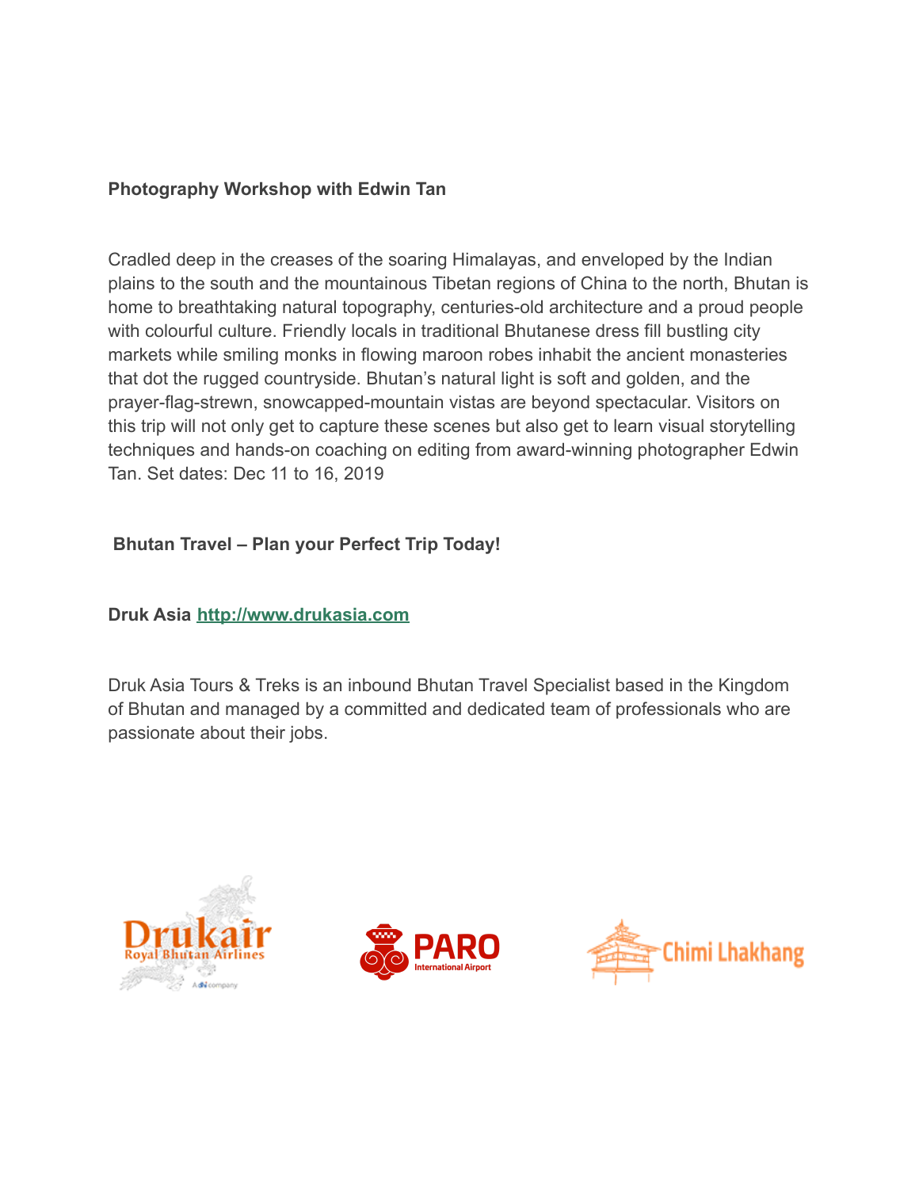**Photography Workshop with Edwin Tan**

Cradled deep in the creases of the soaring Himalayas, and enveloped by the Indian plains to the south and the mountainous Tibetan regions of China to the north, Bhutan is home to breathtaking natural topography, centuries-old architecture and a proud people with colourful culture. Friendly locals in traditional Bhutanese dress fill bustling city markets while smiling monks in flowing maroon robes inhabit the ancient monasteries that dot the rugged countryside. Bhutan's natural light is soft and golden, and the prayer-flag-strewn, snowcapped-mountain vistas are beyond spectacular. Visitors on this trip will not only get to capture these scenes but also get to learn visual storytelling techniques and hands-on coaching on editing from award-winning photographer Edwin Tan. Set dates: Dec 11 to 16, 2019

**Bhutan Travel – Plan your Perfect Trip Today!**

**Druk Asia** [http://www.drukasia.com](http://www.drukasia.com)

Druk Asia Tours & Treks is an inbound Bhutan Travel Specialist based in the Kingdom of Bhutan and managed by a committed and dedicated team of professionals who are passionate about their jobs.

Drukair Royal Bhutan Airlines

PARO International Airport

Chimi Lhakhang